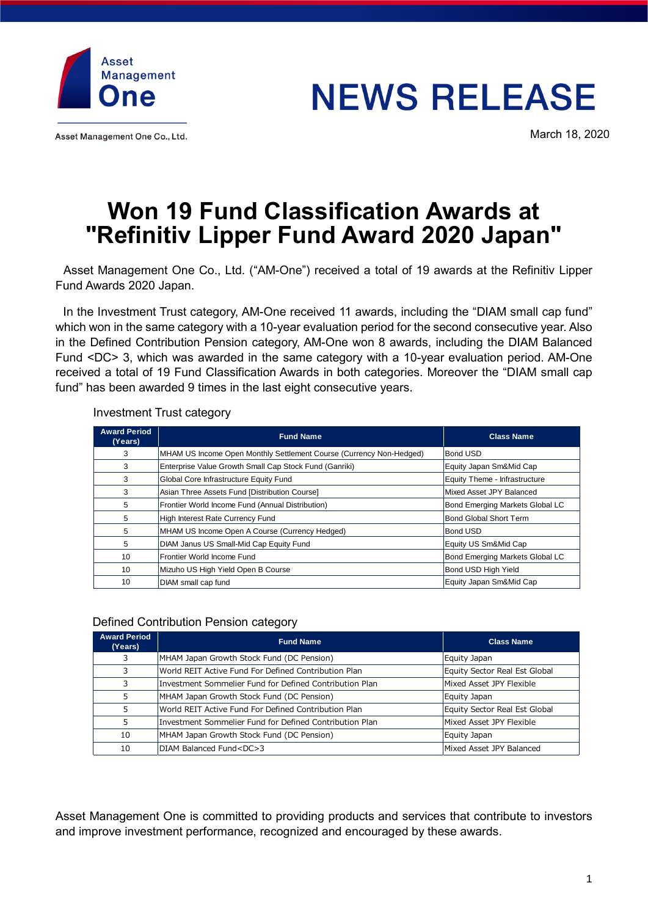Asset Management One

Asset Management One Co., Ltd.

# NEWS RELEASE

March 18, 2020

# Won 19 Fund Classification Awards at "Refinitiv Lipper Fund Award 2020 Japan"

Asset Management One Co., Ltd. (“AM-One”) received a total of 19 awards at the Refinitiv Lipper Fund Awards 2020 Japan.

In the Investment Trust category, AM-One received 11 awards, including the “DIAM small cap fund” which won in the same category with a 10-year evaluation period for the second consecutive year. Also in the Defined Contribution Pension category, AM-One won 8 awards, including the DIAM Balanced Fund <DC> 3, which was awarded in the same category with a 10-year evaluation period. AM-One received a total of 19 Fund Classification Awards in both categories. Moreover the “DIAM small cap fund” has been awarded 9 times in the last eight consecutive years.

Investment Trust category

| Award Period (Years) | Fund Name | Class Name |
|---|---|---|
| 3 | MHAM US Income Open Monthly Settlement Course (Currency Non-Hedged) | Bond USD |
| 3 | Enterprise Value Growth Small Cap Stock Fund (Ganriki) | Equity Japan Sm&Mid Cap |
| 3 | Global Core Infrastructure Equity Fund | Equity Theme - Infrastructure |
| 3 | Asian Three Assets Fund [Distribution Course] | Mixed Asset JPY Balanced |
| 5 | Frontier World Income Fund (Annual Distribution) | Bond Emerging Markets Global LC |
| 5 | High Interest Rate Currency Fund | Bond Global Short Term |
| 5 | MHAM US Income Open A Course (Currency Hedged) | Bond USD |
| 5 | DIAM Janus US Small-Mid Cap Equity Fund | Equity US Sm&Mid Cap |
| 10 | Frontier World Income Fund | Bond Emerging Markets Global LC |
| 10 | Mizuho US High Yield Open B Course | Bond USD High Yield |
| 10 | DIAM small cap fund | Equity Japan Sm&Mid Cap |

Defined Contribution Pension category

| Award Period (Years) | Fund Name | Class Name |
|---|---|---|
| 3 | MHAM Japan Growth Stock Fund (DC Pension) | Equity Japan |
| 3 | World REIT Active Fund For Defined Contribution Plan | Equity Sector Real Est Global |
| 3 | Investment Sommelier Fund for Defined Contribution Plan | Mixed Asset JPY Flexible |
| 5 | MHAM Japan Growth Stock Fund (DC Pension) | Equity Japan |
| 5 | World REIT Active Fund For Defined Contribution Plan | Equity Sector Real Est Global |
| 5 | Investment Sommelier Fund for Defined Contribution Plan | Mixed Asset JPY Flexible |
| 10 | MHAM Japan Growth Stock Fund (DC Pension) | Equity Japan |
| 10 | DIAM Balanced Fund<DC>3 | Mixed Asset JPY Balanced |

Asset Management One is committed to providing products and services that contribute to investors and improve investment performance, recognized and encouraged by these awards.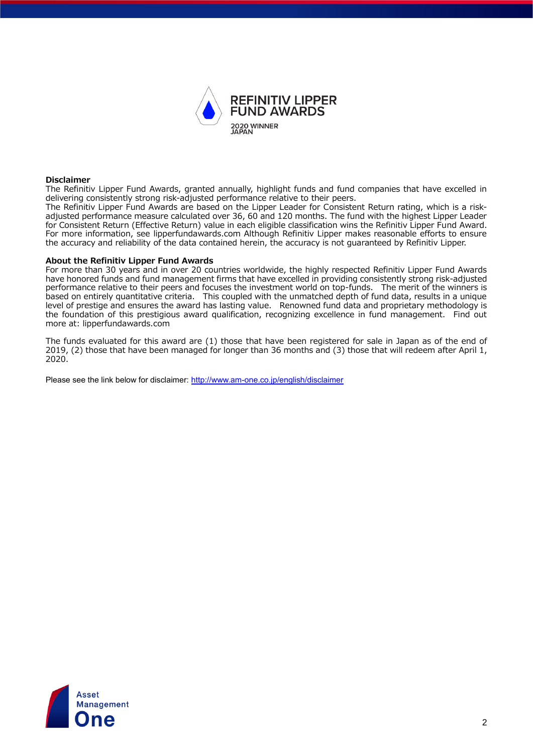REFINITIV LIPPER FUND AWARDS

2020 WINNER JAPAN

**Disclaimer**

The Refinitiv Lipper Fund Awards, granted annually, highlight funds and fund companies that have excelled in delivering consistently strong risk-adjusted performance relative to their peers.
The Refinitiv Lipper Fund Awards are based on the Lipper Leader for Consistent Return rating, which is a risk-adjusted performance measure calculated over 36, 60 and 120 months. The fund with the highest Lipper Leader for Consistent Return (Effective Return) value in each eligible classification wins the Refinitiv Lipper Fund Award. For more information, see lipperfundawards.com Although Refinitiv Lipper makes reasonable efforts to ensure the accuracy and reliability of the data contained herein, the accuracy is not guaranteed by Refinitiv Lipper.

**About the Refinitiv Lipper Fund Awards**

For more than 30 years and in over 20 countries worldwide, the highly respected Refinitiv Lipper Fund Awards have honored funds and fund management firms that have excelled in providing consistently strong risk-adjusted performance relative to their peers and focuses the investment world on top-funds. The merit of the winners is based on entirely quantitative criteria. This coupled with the unmatched depth of fund data, results in a unique level of prestige and ensures the award has lasting value. Renowned fund data and proprietary methodology is the foundation of this prestigious award qualification, recognizing excellence in fund management. Find out more at: lipperfundawards.com

The funds evaluated for this award are (1) those that have been registered for sale in Japan as of the end of 2019, (2) those that have been managed for longer than 36 months and (3) those that will redeem after April 1, 2020.

Please see the link below for disclaimer: http://www.am-one.co.jp/english/disclaimer

Asset Management One